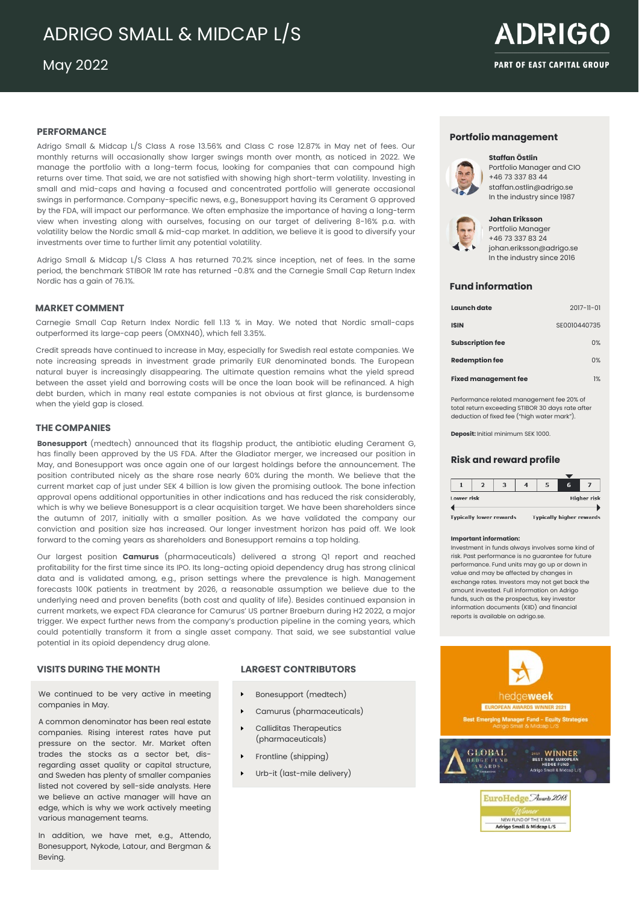# ADRIGO SMALL & MIDCAP L/S

May 2022

ADRIGO
PART OF EAST CAPITAL GROUP

## PERFORMANCE

Adrigo Small & Midcap L/S Class A rose 13.56% and Class C rose 12.87% in May net of fees. Our monthly returns will occasionally show larger swings month over month, as noticed in 2022. We manage the portfolio with a long-term focus, looking for companies that can compound high returns over time. That said, we are not satisfied with showing high short-term volatility. Investing in small and mid-caps and having a focused and concentrated portfolio will generate occasional swings in performance. Company-specific news, e.g., Bonesupport having its Cerament G approved by the FDA, will impact our performance. We often emphasize the importance of having a long-term view when investing along with ourselves, focusing on our target of delivering 8-16% p.a. with volatility below the Nordic small & mid-cap market. In addition, we believe it is good to diversify your investments over time to further limit any potential volatility.

Adrigo Small & Midcap L/S Class A has returned 70.2% since inception, net of fees. In the same period, the benchmark STIBOR 1M rate has returned -0.8% and the Carnegie Small Cap Return Index Nordic has a gain of 76.1%.

## MARKET COMMENT

Carnegie Small Cap Return Index Nordic fell 1.13 % in May. We noted that Nordic small-caps outperformed its large-cap peers (OMXN40), which fell 3.35%.

Credit spreads have continued to increase in May, especially for Swedish real estate companies. We note increasing spreads in investment grade primarily EUR denominated bonds. The European natural buyer is increasingly disappearing. The ultimate question remains what the yield spread between the asset yield and borrowing costs will be once the loan book will be refinanced. A high debt burden, which in many real estate companies is not obvious at first glance, is burdensome when the yield gap is closed.

## THE COMPANIES

**Bonesupport** (medtech) announced that its flagship product, the antibiotic eluding Cerament G, has finally been approved by the US FDA. After the Gladiator merger, we increased our position in May, and Bonesupport was once again one of our largest holdings before the announcement. The position contributed nicely as the share rose nearly 60% during the month. We believe that the current market cap of just under SEK 4 billion is low given the promising outlook. The bone infection approval opens additional opportunities in other indications and has reduced the risk considerably, which is why we believe Bonesupport is a clear acquisition target. We have been shareholders since the autumn of 2017, initially with a smaller position. As we have validated the company our conviction and position size has increased. Our longer investment horizon has paid off. We look forward to the coming years as shareholders and Bonesupport remains a top holding.

Our largest position **Camurus** (pharmaceuticals) delivered a strong Q1 report and reached profitability for the first time since its IPO. Its long-acting opioid dependency drug has strong clinical data and is validated among, e.g., prison settings where the prevalence is high. Management forecasts 100K patients in treatment by 2026, a reasonable assumption we believe due to the underlying need and proven benefits (both cost and quality of life). Besides continued expansion in current markets, we expect FDA clearance for Camurus' US partner Braeburn during H2 2022, a major trigger. We expect further news from the company's production pipeline in the coming years, which could potentially transform it from a single asset company. That said, we see substantial value potential in its opioid dependency drug alone.

## VISITS DURING THE MONTH

We continued to be very active in meeting companies in May.

A common denominator has been real estate companies. Rising interest rates have put pressure on the sector. Mr. Market often trades the stocks as a sector bet, dis-regarding asset quality or capital structure, and Sweden has plenty of smaller companies listed not covered by sell-side analysts. Here we believe an active manager will have an edge, which is why we work actively meeting various management teams.

In addition, we have met, e.g., Attendo, Bonesupport, Nykode, Latour, and Bergman & Beving.

## LARGEST CONTRIBUTORS

- Bonesupport (medtech)
- Camurus (pharmaceuticals)
- Calliditas Therapeutics (pharmaceuticals)
- Frontline (shipping)
- Urb-it (last-mile delivery)

## Portfolio management

**Staffan Östlin**
Portfolio Manager and CIO
+46 73 337 83 44
staffan.ostlin@adrigo.se
In the industry since 1987

**Johan Eriksson**
Portfolio Manager
+46 73 337 83 24
johan.eriksson@adrigo.se
In the industry since 2016

## Fund information

| | |
|---|---|
| **Launch date** | 2017-11-01 |
| **ISIN** | SE0010440735 |
| **Subscription fee** | 0% |
| **Redemption fee** | 0% |
| **Fixed management fee** | 1% |

Performance related management fee 20% of total return exceeding STIBOR 30 days rate after deduction of fixed fee ("high water mark").

**Deposit:** Initial minimum SEK 1000.

## Risk and reward profile

| 1 | 2 | 3 | 4 | 5 | **6** | 7 |
|---|---|---|---|---|---|---|

Lower risk — Higher risk

Typically lower rewards — Typically higher rewards

**Important information:**
Investment in funds always involves some kind of risk. Past performance is no guarantee for future performance. Fund units may go up or down in value and may be affected by changes in exchange rates. Investors may not get back the amount invested. Full information on Adrigo funds, such as the prospectus, key investor information documents (KIID) and financial reports is available on adrigo.se.

hedgeweek EUROPEAN AWARDS WINNER 2021 — Best Emerging Manager Fund - Equity Strategies — Adrigo Small & Midcap L/S

GLOBAL HEDGE FUND AWARDS 2021 WINNER — BEST NEW EUROPEAN HEDGE FUND — Adrigo Small & Midcap L/S

EuroHedge Awards 2018 Winner — NEW FUND OF THE YEAR — Adrigo Small & Midcap L/S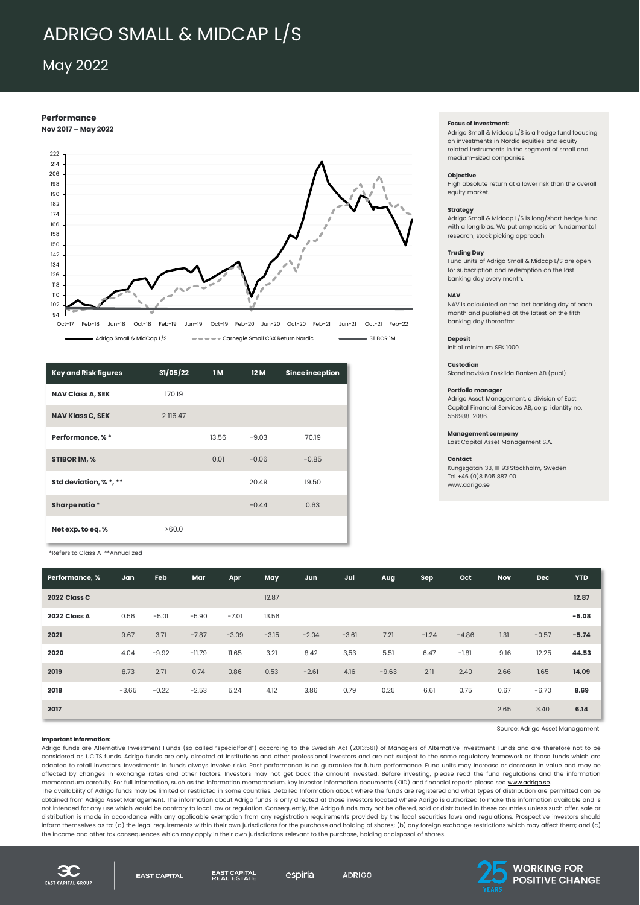# ADRIGO SMALL & MIDCAP L/S

## May 2022

### Performance

**Nov 2017 – May 2022**

222
214
206
198
190
182
174
166
158
150
142
134
126
118
110
102
94

Oct-17 Feb-18 Jun-18 Oct-18 Feb-19 Jun-19 Oct-19 Feb-20 Jun-20 Oct-20 Feb-21 Jun-21 Oct-21 Feb-22

Adrigo Small & MidCap L/S
Carnegie Small CSX Return Nordic
STIBOR 1M

| Key and Risk figures | 31/05/22 | 1 M | 12 M | Since inception |
|---|---|---|---|---|
| NAV Class A, SEK | 170.19 | | | |
| NAV Klass C, SEK | 2 116.47 | | | |
| Performance, % * | | 13.56 | -9.03 | 70.19 |
| STIBOR 1M, % | | 0.01 | -0.06 | -0.85 |
| Std deviation, % *, ** | | | 20.49 | 19.50 |
| Sharpe ratio * | | | -0.44 | 0.63 |
| Net exp. to eq. % | >60.0 | | | |

*Refers to Class A **Annualized

**Focus of Investment:**
Adrigo Small & Midcap L/S is a hedge fund focusing on investments in Nordic equities and equity-related instruments in the segment of small and medium-sized companies.

**Objective**
High absolute return at a lower risk than the overall equity market.

**Strategy**
Adrigo Small & Midcap L/S is long/short hedge fund with a long bias. We put emphasis on fundamental research, stock picking approach.

**Trading Day**
Fund units of Adrigo Small & Midcap L/S are open for subscription and redemption on the last banking day every month.

**NAV**
NAV is calculated on the last banking day of each month and published at the latest on the fifth banking day thereafter.

**Deposit**
Initial minimum SEK 1000.

**Custodian**
Skandinaviska Enskilda Banken AB (publ)

**Portfolio manager**
Adrigo Asset Management, a division of East Capital Financial Services AB, corp. identity no. 556988-2086.

**Management company**
East Capital Asset Management S.A.

**Contact**
Kungsgatan 33, 111 93 Stockholm, Sweden
Tel +46 (0)8 505 887 00
www.adrigo.se

| Performance, % | Jan | Feb | Mar | Apr | May | Jun | Jul | Aug | Sep | Oct | Nov | Dec | YTD |
|---|---|---|---|---|---|---|---|---|---|---|---|---|---|
| **2022 Class C** | | | | | 12.87 | | | | | | | | **12.87** |
| **2022 Class A** | 0.56 | -5.01 | -5.90 | -7.01 | 13.56 | | | | | | | | **-5.08** |
| **2021** | 9.67 | 3.71 | -7.87 | -3.09 | -3.15 | -2.04 | -3.61 | 7.21 | -1.24 | -4.86 | 1.31 | -0.57 | **-5.74** |
| **2020** | 4.04 | -9.92 | -11.79 | 11.65 | 3.21 | 8.42 | 3,53 | 5.51 | 6.47 | -1.81 | 9.16 | 12.25 | **44.53** |
| **2019** | 8.73 | 2.71 | 0.74 | 0.86 | 0.53 | -2.61 | 4.16 | -9.63 | 2.11 | 2.40 | 2.66 | 1.65 | **14.09** |
| **2018** | -3.65 | -0.22 | -2.53 | 5.24 | 4.12 | 3.86 | 0.79 | 0.25 | 6.61 | 0.75 | 0.67 | -6.70 | **8.69** |
| **2017** | | | | | | | | | | | 2.65 | 3.40 | **6.14** |

Source: Adrigo Asset Management

**Important Information:**
Adrigo funds are Alternative Investment Funds (so called "specialfond") according to the Swedish Act (2013:561) of Managers of Alternative Investment Funds and are therefore not to be considered as UCITS funds. Adrigo funds are only directed at institutions and other professional investors and are not subject to the same regulatory framework as those funds which are adapted to retail investors. Investments in funds always involve risks. Past performance is no guarantee for future performance. Fund units may increase or decrease in value and may be affected by changes in exchange rates and other factors. Investors may not get back the amount invested. Before investing, please read the fund regulations and the information memorandum carefully. For full information, such as the information memorandum, key investor information documents (KIID) and financial reports please see www.adrigo.se.
The availability of Adrigo funds may be limited or restricted in some countries. Detailed Information about where the funds are registered and what types of distribution are permitted can be obtained from Adrigo Asset Management. The information about Adrigo funds is only directed at those investors located where Adrigo is authorized to make this information available and is not intended for any use which would be contrary to local law or regulation. Consequently, the Adrigo funds may not be offered, sold or distributed in these countries unless such offer, sale or distribution is made in accordance with any applicable exemption from any registration requirements provided by the local securities laws and regulations. Prospective investors should inform themselves as to: (a) the legal requirements within their own jurisdictions for the purchase and holding of shares; (b) any foreign exchange restrictions which may affect them; and (c) the income and other tax consequences which may apply in their own jurisdictions relevant to the purchase, holding or disposal of shares.

EAST CAPITAL GROUP EAST CAPITAL EAST CAPITAL REAL ESTATE espiria ADRIGO

25 YEARS WORKING FOR POSITIVE CHANGE